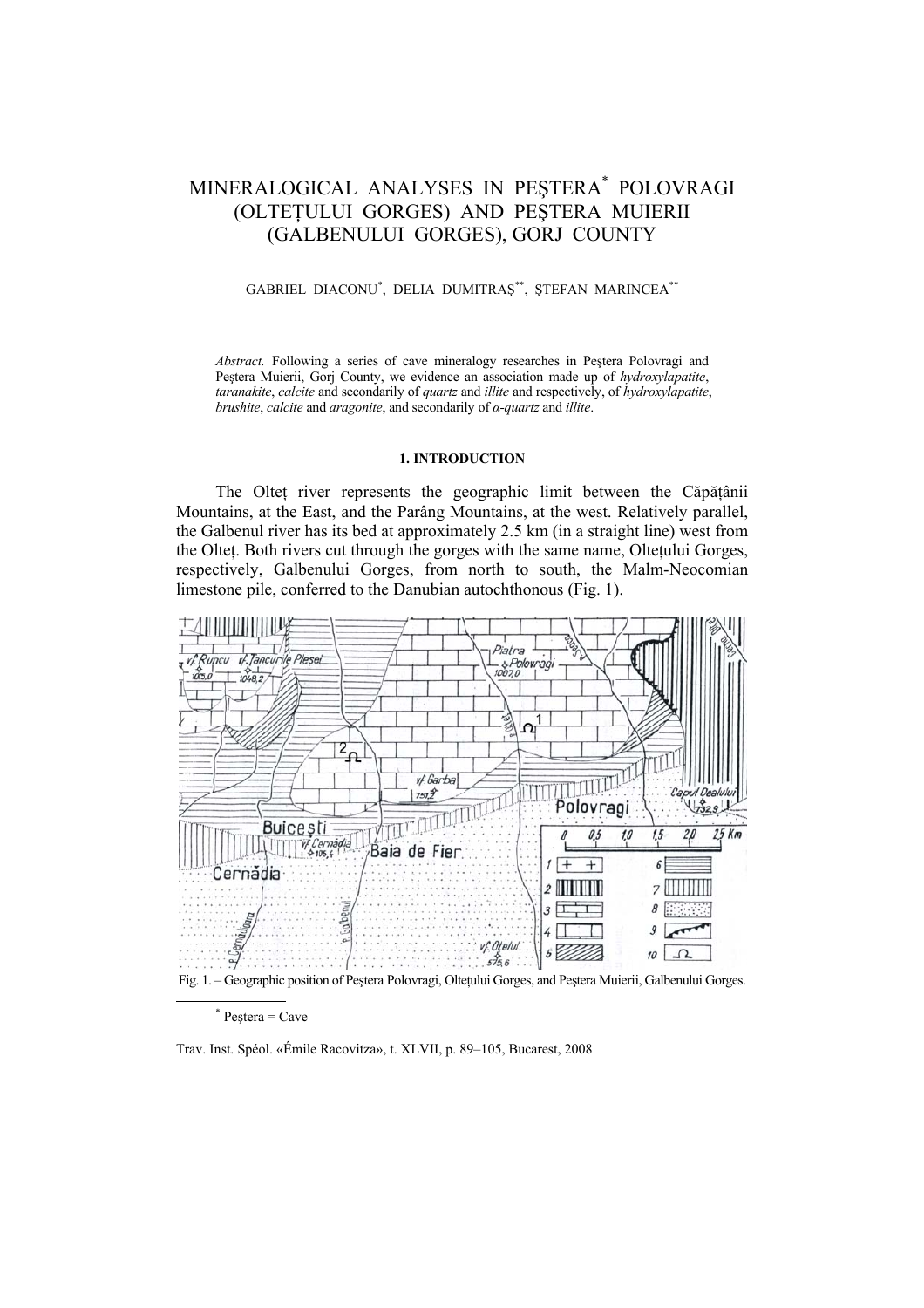# MINERALOGICAL ANALYSES IN PEŞTERA[*] POLOVRAGI (OLTEŢULUI GORGES) AND PEŞTERA MUIERII (GALBENULUI GORGES), GORJ COUNTY

GABRIEL DIACONU[*], DELIA DUMITRAŞ[**], ŞTEFAN MARINCEA[**]

*Abstract.* Following a series of cave mineralogy researches in Peştera Polovragi and Peştera Muierii, Gorj County, we evidence an association made up of *hydroxylapatite*, *taranakite*, *calcite* and secondarily of *quartz* and *illite* and respectively, of *hydroxylapatite*, *brushite*, *calcite* and *aragonite*, and secondarily of *α-quartz* and *illite*.

## 1. INTRODUCTION

The Olteţ river represents the geographic limit between the Căpăţânii Mountains, at the East, and the Parâng Mountains, at the west. Relatively parallel, the Galbenul river has its bed at approximately 2.5 km (in a straight line) west from the Olteţ. Both rivers cut through the gorges with the same name, Olteţului Gorges, respectively, Galbenului Gorges, from north to south, the Malm-Neocomian limestone pile, conferred to the Danubian autochthonous (Fig. 1).

Fig. 1. – Geographic position of Peştera Polovragi, Olteţului Gorges, and Peştera Muierii, Galbenului Gorges.

[*] Peştera = Cave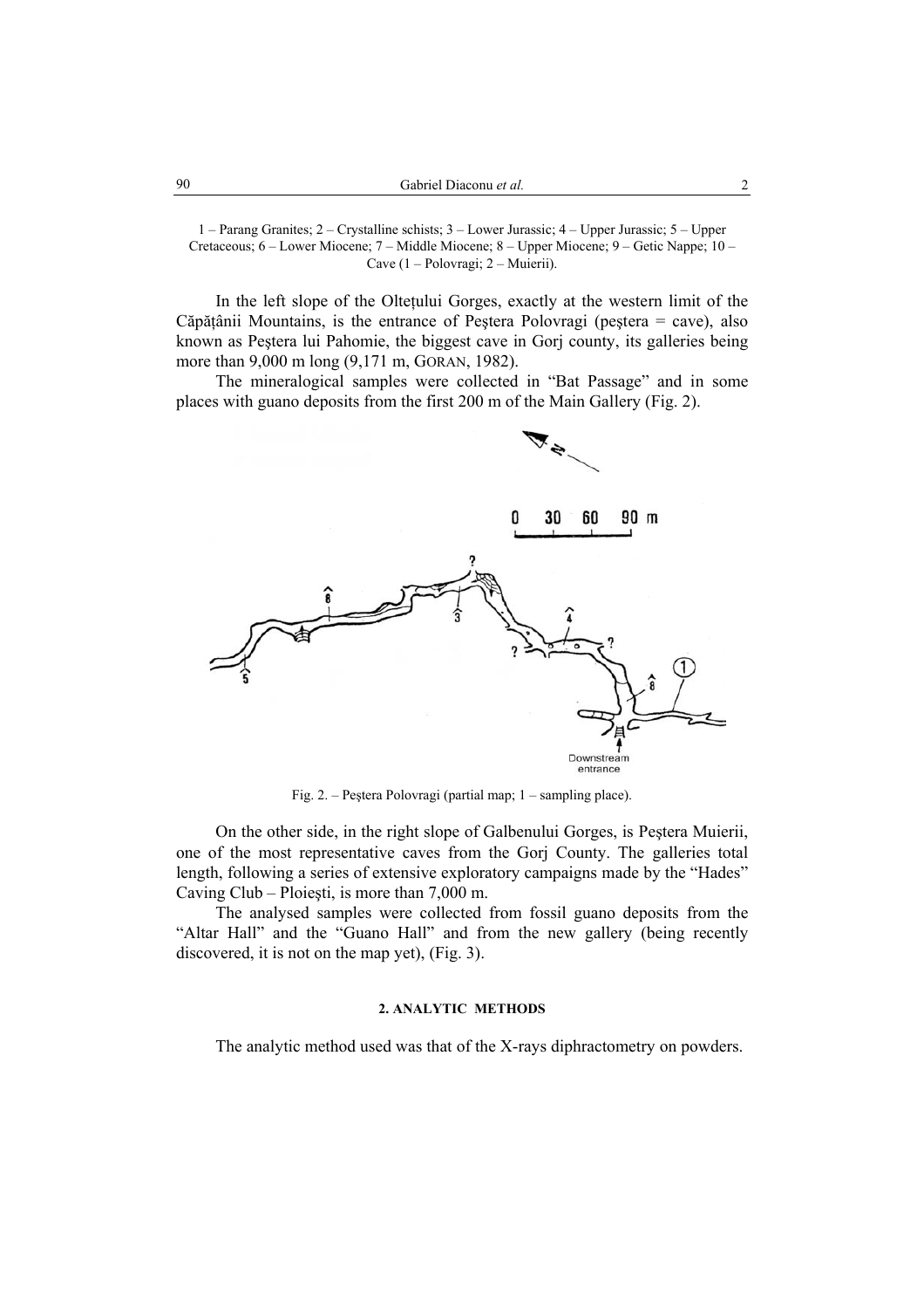1 – Parang Granites; 2 – Crystalline schists; 3 – Lower Jurassic; 4 – Upper Jurassic; 5 – Upper Cretaceous; 6 – Lower Miocene; 7 – Middle Miocene; 8 – Upper Miocene; 9 – Getic Nappe; 10 – Cave (1 – Polovragi; 2 – Muierii).

In the left slope of the Olteţului Gorges, exactly at the western limit of the Căpăţânii Mountains, is the entrance of Peştera Polovragi (peştera = cave), also known as Peştera lui Pahomie, the biggest cave in Gorj county, its galleries being more than 9,000 m long (9,171 m, GORAN, 1982).

The mineralogical samples were collected in "Bat Passage" and in some places with guano deposits from the first 200 m of the Main Gallery (Fig. 2).

Fig. 2. – Peştera Polovragi (partial map; 1 – sampling place).

On the other side, in the right slope of Galbenului Gorges, is Peştera Muierii, one of the most representative caves from the Gorj County. The galleries total length, following a series of extensive exploratory campaigns made by the "Hades" Caving Club – Ploieşti, is more than 7,000 m.

The analysed samples were collected from fossil guano deposits from the "Altar Hall" and the "Guano Hall" and from the new gallery (being recently discovered, it is not on the map yet), (Fig. 3).

## 2. ANALYTIC METHODS

The analytic method used was that of the X-rays diphractometry on powders.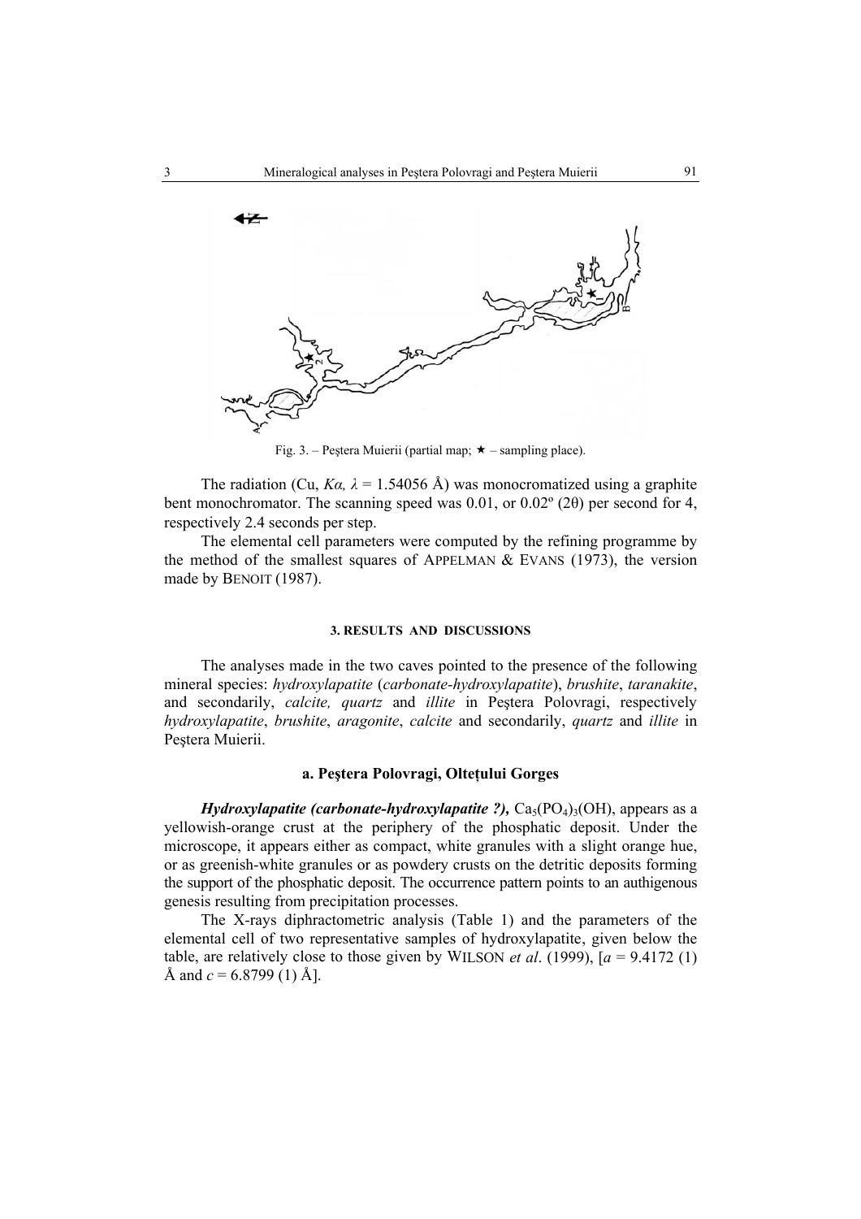Fig. 3. – Peştera Muierii (partial map; ★ – sampling place).

The radiation (Cu, *Kα*, $\lambda$ = 1.54056 Å) was monocromatized using a graphite bent monochromator. The scanning speed was 0.01, or 0.02º (2θ) per second for 4, respectively 2.4 seconds per step.

The elemental cell parameters were computed by the refining programme by the method of the smallest squares of APPELMAN & EVANS (1973), the version made by BENOIT (1987).

### 3. RESULTS AND DISCUSSIONS

The analyses made in the two caves pointed to the presence of the following mineral species: *hydroxylapatite* (*carbonate-hydroxylapatite*), *brushite*, *taranakite*, and secondarily, *calcite, quartz* and *illite* in Peştera Polovragi, respectively *hydroxylapatite*, *brushite*, *aragonite*, *calcite* and secondarily, *quartz* and *illite* in Peştera Muierii.

#### a. Peştera Polovragi, Olteţului Gorges

***Hydroxylapatite (carbonate-hydroxylapatite ?),*** $Ca_5(PO_4)_3(OH)$, appears as a yellowish-orange crust at the periphery of the phosphatic deposit. Under the microscope, it appears either as compact, white granules with a slight orange hue, or as greenish-white granules or as powdery crusts on the detritic deposits forming the support of the phosphatic deposit. The occurrence pattern points to an authigenous genesis resulting from precipitation processes.

The X-rays diphractometric analysis (Table 1) and the parameters of the elemental cell of two representative samples of hydroxylapatite, given below the table, are relatively close to those given by WILSON *et al*. (1999), [*a* = 9.4172 (1) Å and *c* = 6.8799 (1) Å].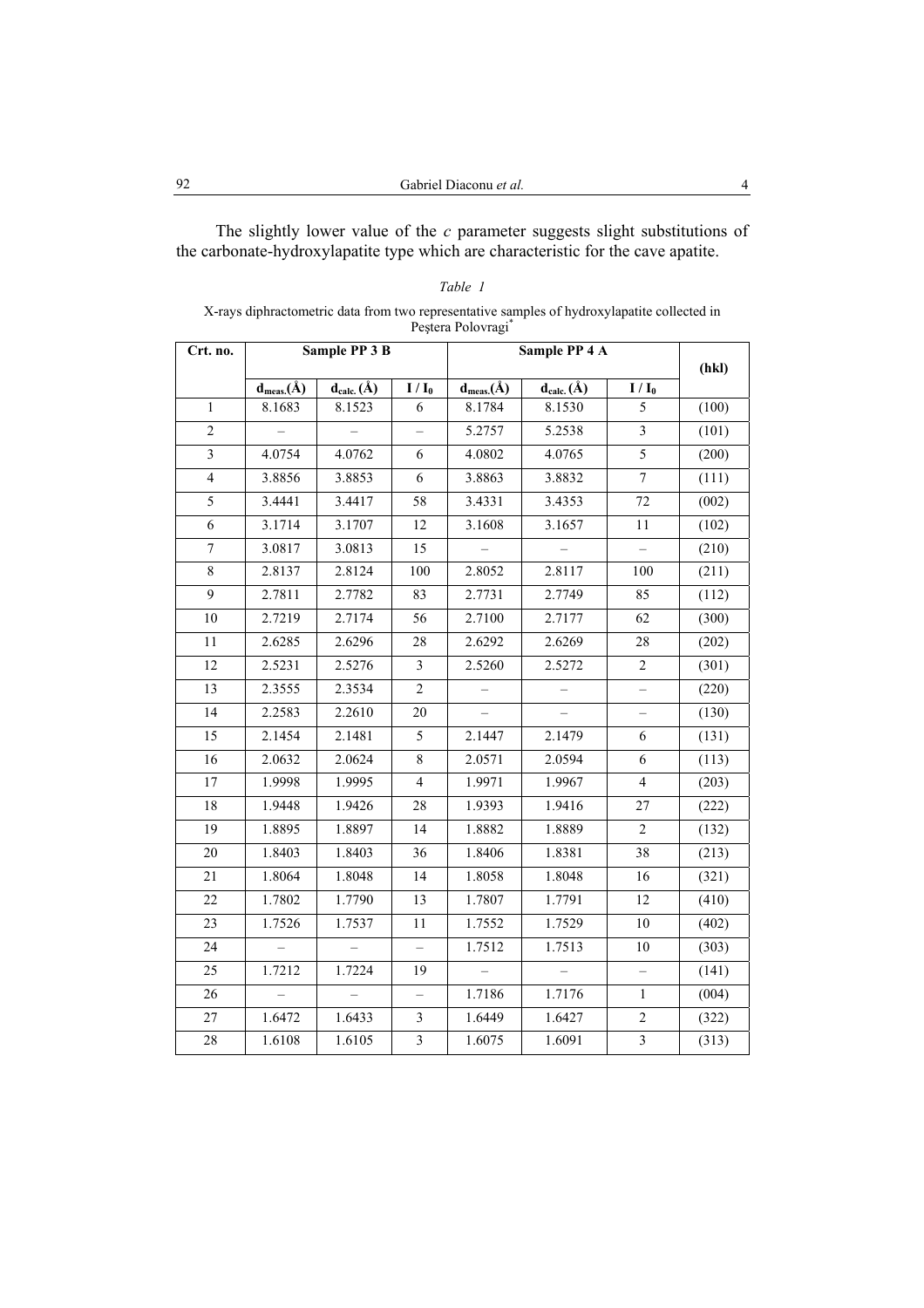The slightly lower value of the *c* parameter suggests slight substitutions of the carbonate-hydroxylapatite type which are characteristic for the cave apatite.

*Table 1*

X-rays diphractometric data from two representative samples of hydroxylapatite collected in Peştera Polovragi*

| Crt. no. | Sample PP 3 B | | | Sample PP 4 A | | | (hkl) |
|---|---|---|---|---|---|---|---|
| | $d_{meas.}$(Å) | $d_{calc.}$ (Å) | $I / I_0$ | $d_{meas.}$(Å) | $d_{calc.}$ (Å) | $I / I_0$ | |
| 1 | 8.1683 | 8.1523 | 6 | 8.1784 | 8.1530 | 5 | (100) |
| 2 | – | – | – | 5.2757 | 5.2538 | 3 | (101) |
| 3 | 4.0754 | 4.0762 | 6 | 4.0802 | 4.0765 | 5 | (200) |
| 4 | 3.8856 | 3.8853 | 6 | 3.8863 | 3.8832 | 7 | (111) |
| 5 | 3.4441 | 3.4417 | 58 | 3.4331 | 3.4353 | 72 | (002) |
| 6 | 3.1714 | 3.1707 | 12 | 3.1608 | 3.1657 | 11 | (102) |
| 7 | 3.0817 | 3.0813 | 15 | – | – | – | (210) |
| 8 | 2.8137 | 2.8124 | 100 | 2.8052 | 2.8117 | 100 | (211) |
| 9 | 2.7811 | 2.7782 | 83 | 2.7731 | 2.7749 | 85 | (112) |
| 10 | 2.7219 | 2.7174 | 56 | 2.7100 | 2.7177 | 62 | (300) |
| 11 | 2.6285 | 2.6296 | 28 | 2.6292 | 2.6269 | 28 | (202) |
| 12 | 2.5231 | 2.5276 | 3 | 2.5260 | 2.5272 | 2 | (301) |
| 13 | 2.3555 | 2.3534 | 2 | – | – | – | (220) |
| 14 | 2.2583 | 2.2610 | 20 | – | – | – | (130) |
| 15 | 2.1454 | 2.1481 | 5 | 2.1447 | 2.1479 | 6 | (131) |
| 16 | 2.0632 | 2.0624 | 8 | 2.0571 | 2.0594 | 6 | (113) |
| 17 | 1.9998 | 1.9995 | 4 | 1.9971 | 1.9967 | 4 | (203) |
| 18 | 1.9448 | 1.9426 | 28 | 1.9393 | 1.9416 | 27 | (222) |
| 19 | 1.8895 | 1.8897 | 14 | 1.8882 | 1.8889 | 2 | (132) |
| 20 | 1.8403 | 1.8403 | 36 | 1.8406 | 1.8381 | 38 | (213) |
| 21 | 1.8064 | 1.8048 | 14 | 1.8058 | 1.8048 | 16 | (321) |
| 22 | 1.7802 | 1.7790 | 13 | 1.7807 | 1.7791 | 12 | (410) |
| 23 | 1.7526 | 1.7537 | 11 | 1.7552 | 1.7529 | 10 | (402) |
| 24 | – | – | – | 1.7512 | 1.7513 | 10 | (303) |
| 25 | 1.7212 | 1.7224 | 19 | – | – | – | (141) |
| 26 | – | – | – | 1.7186 | 1.7176 | 1 | (004) |
| 27 | 1.6472 | 1.6433 | 3 | 1.6449 | 1.6427 | 2 | (322) |
| 28 | 1.6108 | 1.6105 | 3 | 1.6075 | 1.6091 | 3 | (313) |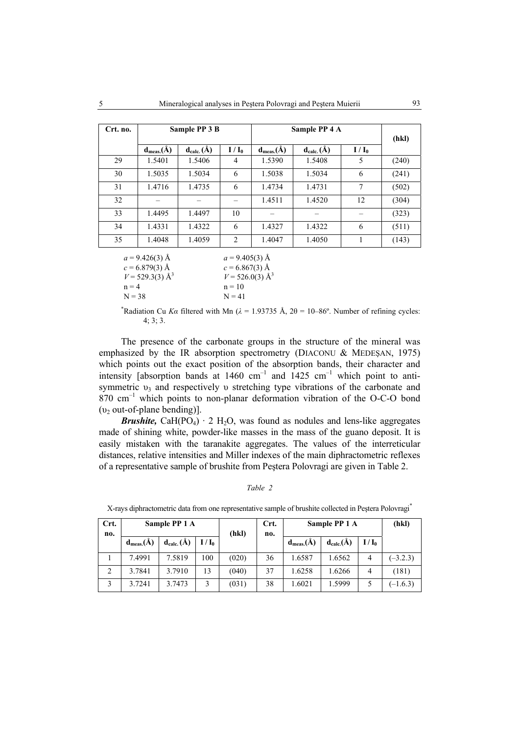| Crt. no. | Sample PP 3 B | | | Sample PP 4 A | | | (hkl) |
|---|---|---|---|---|---|---|---|
| | $d_{meas.}$(Å) | $d_{calc.}$ (Å) | $I / I_0$ | $d_{meas.}$(Å) | $d_{calc.}$ (Å) | $I / I_0$ | |
| 29 | 1.5401 | 1.5406 | 4 | 1.5390 | 1.5408 | 5 | (240) |
| 30 | 1.5035 | 1.5034 | 6 | 1.5038 | 1.5034 | 6 | (241) |
| 31 | 1.4716 | 1.4735 | 6 | 1.4734 | 1.4731 | 7 | (502) |
| 32 | – | – | – | 1.4511 | 1.4520 | 12 | (304) |
| 33 | 1.4495 | 1.4497 | 10 | – | – | – | (323) |
| 34 | 1.4331 | 1.4322 | 6 | 1.4327 | 1.4322 | 6 | (511) |
| 35 | 1.4048 | 1.4059 | 2 | 1.4047 | 1.4050 | 1 | (143) |

| Sample PP 3 B | Sample PP 4 A |
|---|---|
| $a$ = 9.426(3) Å | $a$ = 9.405(3) Å |
| $c$ = 6.879(3) Å | $c$ = 6.867(3) Å |
| $V$ = 529.3(3) Å$^3$ | $V$ = 526.0(3) Å$^3$ |
| n = 4 | n = 10 |
| N = 38 | N = 41 |

*Radiation Cu $K\alpha$ filtered with Mn ($\lambda$ = 1.93735 Å, 2θ = 10–86º. Number of refining cycles: 4; 3; 3.

The presence of the carbonate groups in the structure of the mineral was emphasized by the IR absorption spectrometry (DIACONU & MEDEȘAN, 1975) which points out the exact position of the absorption bands, their character and intensity [absorption bands at 1460 cm$^{-1}$ and 1425 cm$^{-1}$ which point to anti-symmetric $\upsilon_3$ and respectively $\upsilon$ stretching type vibrations of the carbonate and 870 cm$^{-1}$ which points to non-planar deformation vibration of the O-C-O bond ($\upsilon_2$ out-of-plane bending)].

***Brushite,*** $CaH(PO_4) \cdot 2\,H_2O$, was found as nodules and lens-like aggregates made of shining white, powder-like masses in the mass of the guano deposit. It is easily mistaken with the taranakite aggregates. The values of the interreticular distances, relative intensities and Miller indexes of the main diphractometric reflexes of a representative sample of brushite from Peștera Polovragi are given in Table 2.

*Table 2*

X-rays diphractometric data from one representative sample of brushite collected in Peștera Polovragi*

| Crt. no. | Sample PP 1 A | | | (hkl) | Crt. no. | Sample PP 1 A | | | (hkl) |
|---|---|---|---|---|---|---|---|---|---|
| | $d_{meas.}$(Å) | $d_{calc.}$ (Å) | $I / I_0$ | | | $d_{meas.}$(Å) | $d_{calc.}$(Å) | $I / I_0$ | |
| 1 | 7.4991 | 7.5819 | 100 | (020) | 36 | 1.6587 | 1.6562 | 4 | (–3.2.3) |
| 2 | 3.7841 | 3.7910 | 13 | (040) | 37 | 1.6258 | 1.6266 | 4 | (181) |
| 3 | 3.7241 | 3.7473 | 3 | (031) | 38 | 1.6021 | 1.5999 | 5 | (–1.6.3) |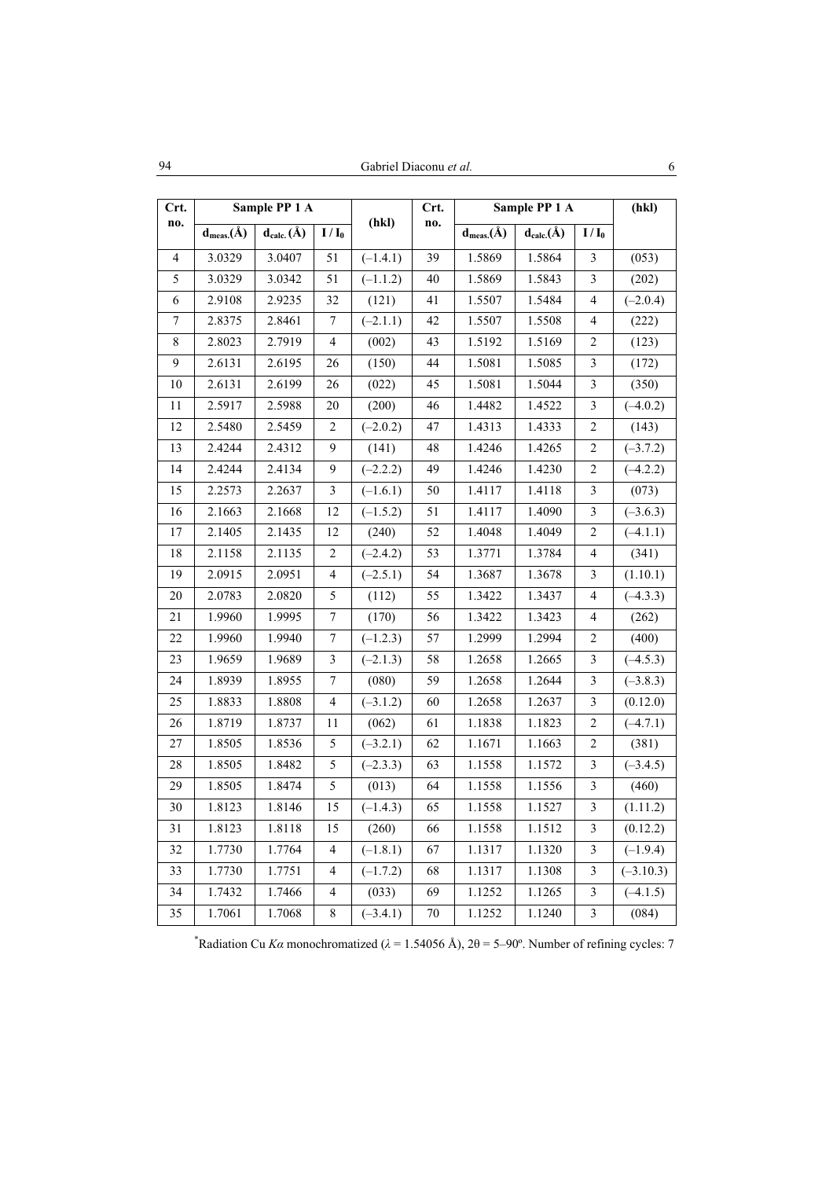| Crt. no. | Sample PP 1 A | | | (hkl) | Crt. no. | Sample PP 1 A | | | (hkl) |
|---|---|---|---|---|---|---|---|---|---|
| | $d_{meas.}$(Å) | $d_{calc.}$ (Å) | $I / I_0$ | | | $d_{meas.}$(Å) | $d_{calc.}$(Å) | $I / I_0$ | |
| 4 | 3.0329 | 3.0407 | 51 | (–1.4.1) | 39 | 1.5869 | 1.5864 | 3 | (053) |
| 5 | 3.0329 | 3.0342 | 51 | (–1.1.2) | 40 | 1.5869 | 1.5843 | 3 | (202) |
| 6 | 2.9108 | 2.9235 | 32 | (121) | 41 | 1.5507 | 1.5484 | 4 | (–2.0.4) |
| 7 | 2.8375 | 2.8461 | 7 | (–2.1.1) | 42 | 1.5507 | 1.5508 | 4 | (222) |
| 8 | 2.8023 | 2.7919 | 4 | (002) | 43 | 1.5192 | 1.5169 | 2 | (123) |
| 9 | 2.6131 | 2.6195 | 26 | (150) | 44 | 1.5081 | 1.5085 | 3 | (172) |
| 10 | 2.6131 | 2.6199 | 26 | (022) | 45 | 1.5081 | 1.5044 | 3 | (350) |
| 11 | 2.5917 | 2.5988 | 20 | (200) | 46 | 1.4482 | 1.4522 | 3 | (–4.0.2) |
| 12 | 2.5480 | 2.5459 | 2 | (–2.0.2) | 47 | 1.4313 | 1.4333 | 2 | (143) |
| 13 | 2.4244 | 2.4312 | 9 | (141) | 48 | 1.4246 | 1.4265 | 2 | (–3.7.2) |
| 14 | 2.4244 | 2.4134 | 9 | (–2.2.2) | 49 | 1.4246 | 1.4230 | 2 | (–4.2.2) |
| 15 | 2.2573 | 2.2637 | 3 | (–1.6.1) | 50 | 1.4117 | 1.4118 | 3 | (073) |
| 16 | 2.1663 | 2.1668 | 12 | (–1.5.2) | 51 | 1.4117 | 1.4090 | 3 | (–3.6.3) |
| 17 | 2.1405 | 2.1435 | 12 | (240) | 52 | 1.4048 | 1.4049 | 2 | (–4.1.1) |
| 18 | 2.1158 | 2.1135 | 2 | (–2.4.2) | 53 | 1.3771 | 1.3784 | 4 | (341) |
| 19 | 2.0915 | 2.0951 | 4 | (–2.5.1) | 54 | 1.3687 | 1.3678 | 3 | (1.10.1) |
| 20 | 2.0783 | 2.0820 | 5 | (112) | 55 | 1.3422 | 1.3437 | 4 | (–4.3.3) |
| 21 | 1.9960 | 1.9995 | 7 | (170) | 56 | 1.3422 | 1.3423 | 4 | (262) |
| 22 | 1.9960 | 1.9940 | 7 | (–1.2.3) | 57 | 1.2999 | 1.2994 | 2 | (400) |
| 23 | 1.9659 | 1.9689 | 3 | (–2.1.3) | 58 | 1.2658 | 1.2665 | 3 | (–4.5.3) |
| 24 | 1.8939 | 1.8955 | 7 | (080) | 59 | 1.2658 | 1.2644 | 3 | (–3.8.3) |
| 25 | 1.8833 | 1.8808 | 4 | (–3.1.2) | 60 | 1.2658 | 1.2637 | 3 | (0.12.0) |
| 26 | 1.8719 | 1.8737 | 11 | (062) | 61 | 1.1838 | 1.1823 | 2 | (–4.7.1) |
| 27 | 1.8505 | 1.8536 | 5 | (–3.2.1) | 62 | 1.1671 | 1.1663 | 2 | (381) |
| 28 | 1.8505 | 1.8482 | 5 | (–2.3.3) | 63 | 1.1558 | 1.1572 | 3 | (–3.4.5) |
| 29 | 1.8505 | 1.8474 | 5 | (013) | 64 | 1.1558 | 1.1556 | 3 | (460) |
| 30 | 1.8123 | 1.8146 | 15 | (–1.4.3) | 65 | 1.1558 | 1.1527 | 3 | (1.11.2) |
| 31 | 1.8123 | 1.8118 | 15 | (260) | 66 | 1.1558 | 1.1512 | 3 | (0.12.2) |
| 32 | 1.7730 | 1.7764 | 4 | (–1.8.1) | 67 | 1.1317 | 1.1320 | 3 | (–1.9.4) |
| 33 | 1.7730 | 1.7751 | 4 | (–1.7.2) | 68 | 1.1317 | 1.1308 | 3 | (–3.10.3) |
| 34 | 1.7432 | 1.7466 | 4 | (033) | 69 | 1.1252 | 1.1265 | 3 | (–4.1.5) |
| 35 | 1.7061 | 1.7068 | 8 | (–3.4.1) | 70 | 1.1252 | 1.1240 | 3 | (084) |

*Radiation Cu *Kα* monochromatized ($\lambda$ = 1.54056 Å), $2\theta$ = 5–90º. Number of refining cycles: 7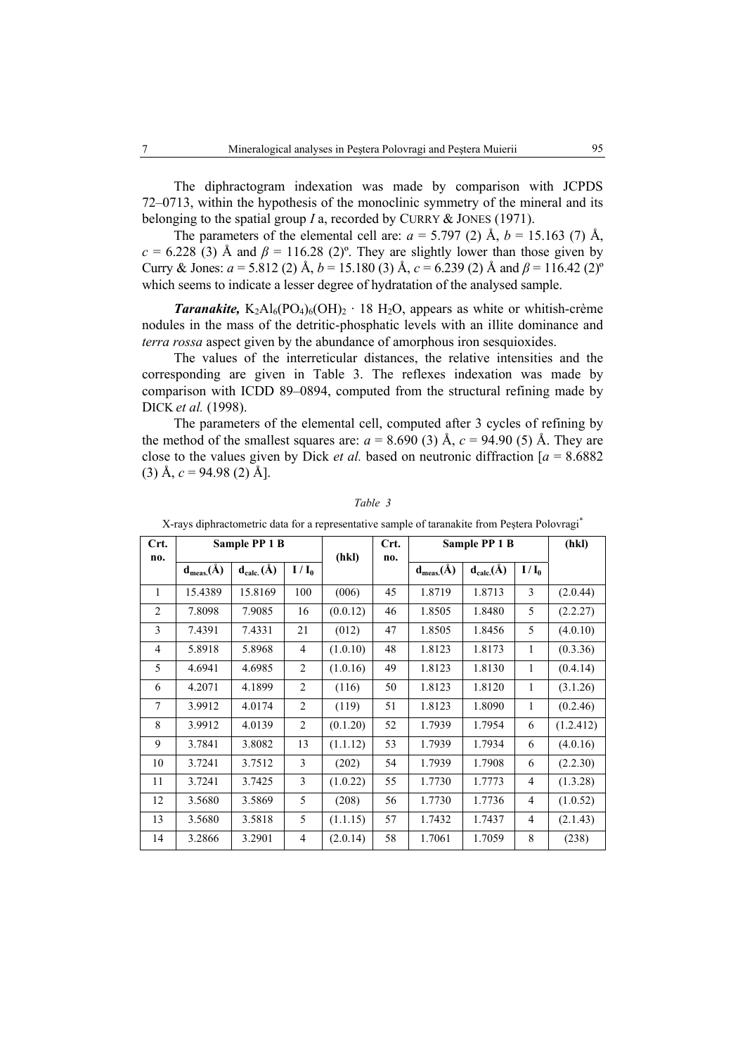The diphractogram indexation was made by comparison with JCPDS 72–0713, within the hypothesis of the monoclinic symmetry of the mineral and its belonging to the spatial group *I* a, recorded by CURRY & JONES (1971).

The parameters of the elemental cell are: $a$ = 5.797 (2) Å, $b$ = 15.163 (7) Å, $c$ = 6.228 (3) Å and $\beta$ = 116.28 (2)º. They are slightly lower than those given by Curry & Jones: $a$ = 5.812 (2) Å, $b$ = 15.180 (3) Å, $c$ = 6.239 (2) Å and $\beta$ = 116.42 (2)º which seems to indicate a lesser degree of hydratation of the analysed sample.

***Taranakite,*** $K_2Al_6(PO_4)_6(OH)_2 \cdot 18\ H_2O$, appears as white or whitish-crème nodules in the mass of the detritic-phosphatic levels with an illite dominance and *terra rossa* aspect given by the abundance of amorphous iron sesquioxides.

The values of the interreticular distances, the relative intensities and the corresponding are given in Table 3. The reflexes indexation was made by comparison with ICDD 89–0894, computed from the structural refining made by DICK *et al.* (1998).

The parameters of the elemental cell, computed after 3 cycles of refining by the method of the smallest squares are: $a$ = 8.690 (3) Å, $c$ = 94.90 (5) Å. They are close to the values given by Dick *et al.* based on neutronic diffraction [$a$ = 8.6882 (3) Å, $c$ = 94.98 (2) Å].

*Table 3*

X-rays diphractometric data for a representative sample of taranakite from Peştera Polovragi*

| Crt. no. | Sample PP 1 B | | | (hkl) | Crt. no. | Sample PP 1 B | | | (hkl) |
|---|---|---|---|---|---|---|---|---|---|
| | $d_{meas.}$(Å) | $d_{calc.}$ (Å) | $I/I_0$ | | | $d_{meas.}$(Å) | $d_{calc.}$(Å) | $I/I_0$ | |
| 1 | 15.4389 | 15.8169 | 100 | (006) | 45 | 1.8719 | 1.8713 | 3 | (2.0.44) |
| 2 | 7.8098 | 7.9085 | 16 | (0.0.12) | 46 | 1.8505 | 1.8480 | 5 | (2.2.27) |
| 3 | 7.4391 | 7.4331 | 21 | (012) | 47 | 1.8505 | 1.8456 | 5 | (4.0.10) |
| 4 | 5.8918 | 5.8968 | 4 | (1.0.10) | 48 | 1.8123 | 1.8173 | 1 | (0.3.36) |
| 5 | 4.6941 | 4.6985 | 2 | (1.0.16) | 49 | 1.8123 | 1.8130 | 1 | (0.4.14) |
| 6 | 4.2071 | 4.1899 | 2 | (116) | 50 | 1.8123 | 1.8120 | 1 | (3.1.26) |
| 7 | 3.9912 | 4.0174 | 2 | (119) | 51 | 1.8123 | 1.8090 | 1 | (0.2.46) |
| 8 | 3.9912 | 4.0139 | 2 | (0.1.20) | 52 | 1.7939 | 1.7954 | 6 | (1.2.412) |
| 9 | 3.7841 | 3.8082 | 13 | (1.1.12) | 53 | 1.7939 | 1.7934 | 6 | (4.0.16) |
| 10 | 3.7241 | 3.7512 | 3 | (202) | 54 | 1.7939 | 1.7908 | 6 | (2.2.30) |
| 11 | 3.7241 | 3.7425 | 3 | (1.0.22) | 55 | 1.7730 | 1.7773 | 4 | (1.3.28) |
| 12 | 3.5680 | 3.5869 | 5 | (208) | 56 | 1.7730 | 1.7736 | 4 | (1.0.52) |
| 13 | 3.5680 | 3.5818 | 5 | (1.1.15) | 57 | 1.7432 | 1.7437 | 4 | (2.1.43) |
| 14 | 3.2866 | 3.2901 | 4 | (2.0.14) | 58 | 1.7061 | 1.7059 | 8 | (238) |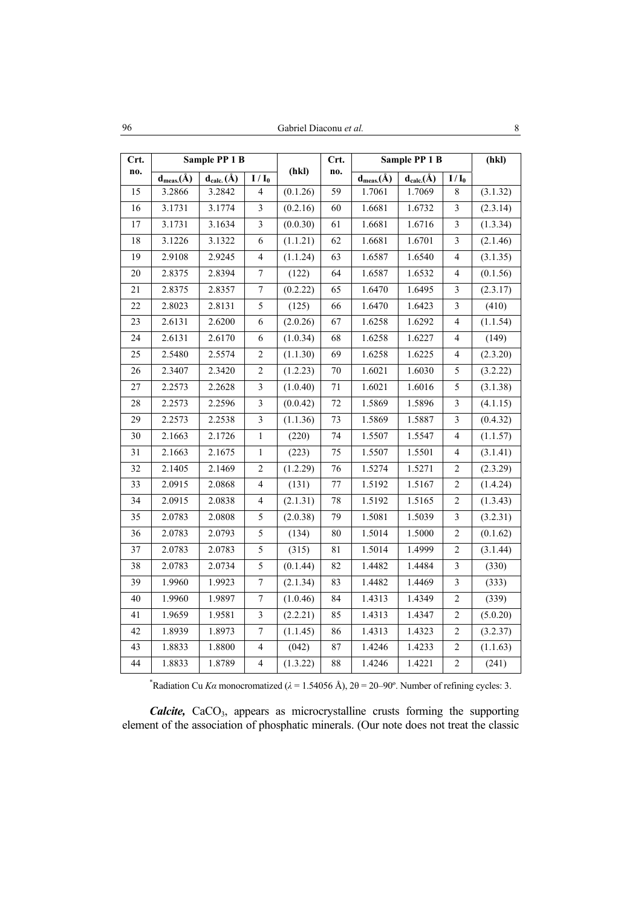| Crt. no. | Sample PP 1 B | | | (hkl) | Crt. no. | Sample PP 1 B | | | (hkl) |
|---|---|---|---|---|---|---|---|---|---|
| | $d_{meas.}$(Å) | $d_{calc.}$ (Å) | $I / I_0$ | | | $d_{meas.}$(Å) | $d_{calc.}$(Å) | $I / I_0$ | |
| 15 | 3.2866 | 3.2842 | 4 | (0.1.26) | 59 | 1.7061 | 1.7069 | 8 | (3.1.32) |
| 16 | 3.1731 | 3.1774 | 3 | (0.2.16) | 60 | 1.6681 | 1.6732 | 3 | (2.3.14) |
| 17 | 3.1731 | 3.1634 | 3 | (0.0.30) | 61 | 1.6681 | 1.6716 | 3 | (1.3.34) |
| 18 | 3.1226 | 3.1322 | 6 | (1.1.21) | 62 | 1.6681 | 1.6701 | 3 | (2.1.46) |
| 19 | 2.9108 | 2.9245 | 4 | (1.1.24) | 63 | 1.6587 | 1.6540 | 4 | (3.1.35) |
| 20 | 2.8375 | 2.8394 | 7 | (122) | 64 | 1.6587 | 1.6532 | 4 | (0.1.56) |
| 21 | 2.8375 | 2.8357 | 7 | (0.2.22) | 65 | 1.6470 | 1.6495 | 3 | (2.3.17) |
| 22 | 2.8023 | 2.8131 | 5 | (125) | 66 | 1.6470 | 1.6423 | 3 | (410) |
| 23 | 2.6131 | 2.6200 | 6 | (2.0.26) | 67 | 1.6258 | 1.6292 | 4 | (1.1.54) |
| 24 | 2.6131 | 2.6170 | 6 | (1.0.34) | 68 | 1.6258 | 1.6227 | 4 | (149) |
| 25 | 2.5480 | 2.5574 | 2 | (1.1.30) | 69 | 1.6258 | 1.6225 | 4 | (2.3.20) |
| 26 | 2.3407 | 2.3420 | 2 | (1.2.23) | 70 | 1.6021 | 1.6030 | 5 | (3.2.22) |
| 27 | 2.2573 | 2.2628 | 3 | (1.0.40) | 71 | 1.6021 | 1.6016 | 5 | (3.1.38) |
| 28 | 2.2573 | 2.2596 | 3 | (0.0.42) | 72 | 1.5869 | 1.5896 | 3 | (4.1.15) |
| 29 | 2.2573 | 2.2538 | 3 | (1.1.36) | 73 | 1.5869 | 1.5887 | 3 | (0.4.32) |
| 30 | 2.1663 | 2.1726 | 1 | (220) | 74 | 1.5507 | 1.5547 | 4 | (1.1.57) |
| 31 | 2.1663 | 2.1675 | 1 | (223) | 75 | 1.5507 | 1.5501 | 4 | (3.1.41) |
| 32 | 2.1405 | 2.1469 | 2 | (1.2.29) | 76 | 1.5274 | 1.5271 | 2 | (2.3.29) |
| 33 | 2.0915 | 2.0868 | 4 | (131) | 77 | 1.5192 | 1.5167 | 2 | (1.4.24) |
| 34 | 2.0915 | 2.0838 | 4 | (2.1.31) | 78 | 1.5192 | 1.5165 | 2 | (1.3.43) |
| 35 | 2.0783 | 2.0808 | 5 | (2.0.38) | 79 | 1.5081 | 1.5039 | 3 | (3.2.31) |
| 36 | 2.0783 | 2.0793 | 5 | (134) | 80 | 1.5014 | 1.5000 | 2 | (0.1.62) |
| 37 | 2.0783 | 2.0783 | 5 | (315) | 81 | 1.5014 | 1.4999 | 2 | (3.1.44) |
| 38 | 2.0783 | 2.0734 | 5 | (0.1.44) | 82 | 1.4482 | 1.4484 | 3 | (330) |
| 39 | 1.9960 | 1.9923 | 7 | (2.1.34) | 83 | 1.4482 | 1.4469 | 3 | (333) |
| 40 | 1.9960 | 1.9897 | 7 | (1.0.46) | 84 | 1.4313 | 1.4349 | 2 | (339) |
| 41 | 1.9659 | 1.9581 | 3 | (2.2.21) | 85 | 1.4313 | 1.4347 | 2 | (5.0.20) |
| 42 | 1.8939 | 1.8973 | 7 | (1.1.45) | 86 | 1.4313 | 1.4323 | 2 | (3.2.37) |
| 43 | 1.8833 | 1.8800 | 4 | (042) | 87 | 1.4246 | 1.4233 | 2 | (1.1.63) |
| 44 | 1.8833 | 1.8789 | 4 | (1.3.22) | 88 | 1.4246 | 1.4221 | 2 | (241) |

*Radiation Cu $K\alpha$ monocromatized ($\lambda$ = 1.54056 Å), 2θ = 20–90º. Number of refining cycles: 3.

***Calcite,*** $CaCO_3$, appears as microcrystalline crusts forming the supporting element of the association of phosphatic minerals. (Our note does not treat the classic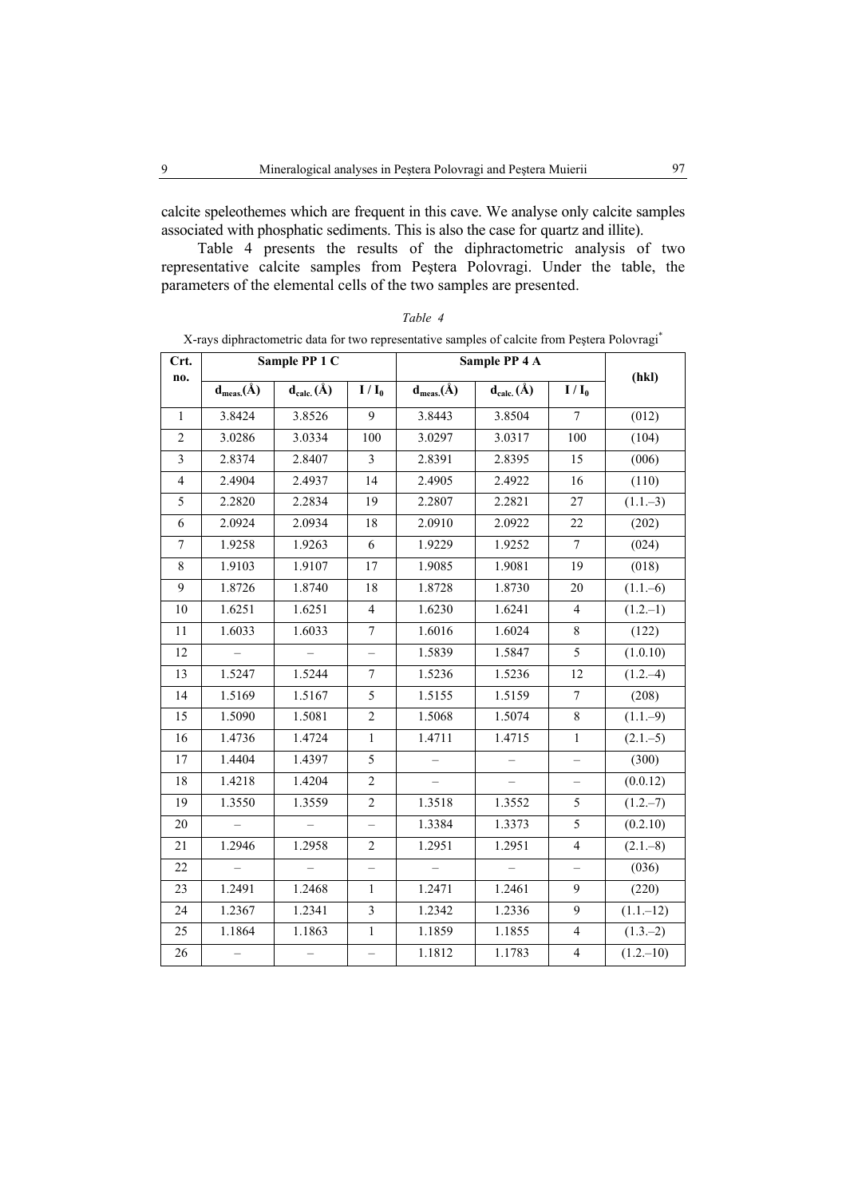calcite speleothemes which are frequent in this cave. We analyse only calcite samples associated with phosphatic sediments. This is also the case for quartz and illite).

Table 4 presents the results of the diphractometric analysis of two representative calcite samples from Peştera Polovragi. Under the table, the parameters of the elemental cells of the two samples are presented.

*Table 4*

X-rays diphractometric data for two representative samples of calcite from Peştera Polovragi*

| Crt. no. | Sample PP 1 C | | | Sample PP 4 A | | | (hkl) |
|---|---|---|---|---|---|---|---|
| | $d_{meas.}$(Å) | $d_{calc.}$ (Å) | $I / I_0$ | $d_{meas.}$(Å) | $d_{calc.}$ (Å) | $I / I_0$ | |
| 1 | 3.8424 | 3.8526 | 9 | 3.8443 | 3.8504 | 7 | (012) |
| 2 | 3.0286 | 3.0334 | 100 | 3.0297 | 3.0317 | 100 | (104) |
| 3 | 2.8374 | 2.8407 | 3 | 2.8391 | 2.8395 | 15 | (006) |
| 4 | 2.4904 | 2.4937 | 14 | 2.4905 | 2.4922 | 16 | (110) |
| 5 | 2.2820 | 2.2834 | 19 | 2.2807 | 2.2821 | 27 | (1.1.–3) |
| 6 | 2.0924 | 2.0934 | 18 | 2.0910 | 2.0922 | 22 | (202) |
| 7 | 1.9258 | 1.9263 | 6 | 1.9229 | 1.9252 | 7 | (024) |
| 8 | 1.9103 | 1.9107 | 17 | 1.9085 | 1.9081 | 19 | (018) |
| 9 | 1.8726 | 1.8740 | 18 | 1.8728 | 1.8730 | 20 | (1.1.–6) |
| 10 | 1.6251 | 1.6251 | 4 | 1.6230 | 1.6241 | 4 | (1.2.–1) |
| 11 | 1.6033 | 1.6033 | 7 | 1.6016 | 1.6024 | 8 | (122) |
| 12 | – | – | – | 1.5839 | 1.5847 | 5 | (1.0.10) |
| 13 | 1.5247 | 1.5244 | 7 | 1.5236 | 1.5236 | 12 | (1.2.–4) |
| 14 | 1.5169 | 1.5167 | 5 | 1.5155 | 1.5159 | 7 | (208) |
| 15 | 1.5090 | 1.5081 | 2 | 1.5068 | 1.5074 | 8 | (1.1.–9) |
| 16 | 1.4736 | 1.4724 | 1 | 1.4711 | 1.4715 | 1 | (2.1.–5) |
| 17 | 1.4404 | 1.4397 | 5 | – | – | – | (300) |
| 18 | 1.4218 | 1.4204 | 2 | – | – | – | (0.0.12) |
| 19 | 1.3550 | 1.3559 | 2 | 1.3518 | 1.3552 | 5 | (1.2.–7) |
| 20 | – | – | – | 1.3384 | 1.3373 | 5 | (0.2.10) |
| 21 | 1.2946 | 1.2958 | 2 | 1.2951 | 1.2951 | 4 | (2.1.–8) |
| 22 | – | – | – | – | – | – | (036) |
| 23 | 1.2491 | 1.2468 | 1 | 1.2471 | 1.2461 | 9 | (220) |
| 24 | 1.2367 | 1.2341 | 3 | 1.2342 | 1.2336 | 9 | (1.1.–12) |
| 25 | 1.1864 | 1.1863 | 1 | 1.1859 | 1.1855 | 4 | (1.3.–2) |
| 26 | – | – | – | 1.1812 | 1.1783 | 4 | (1.2.–10) |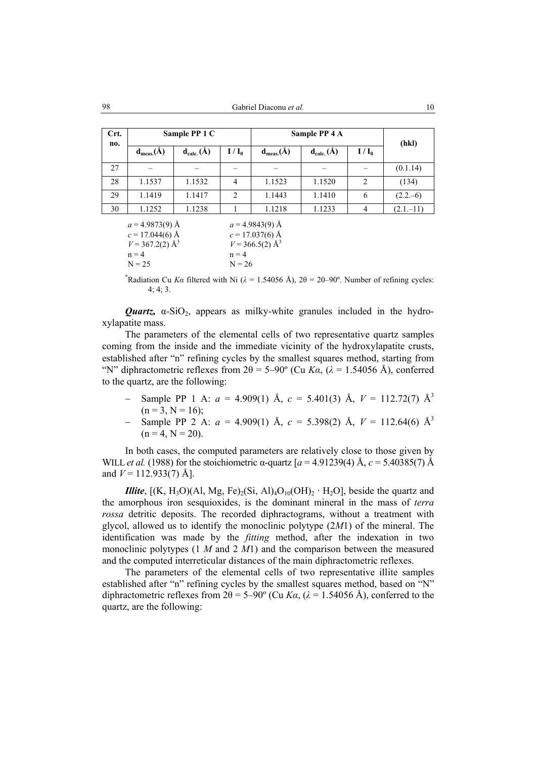| Crt. no. | Sample PP 1 C | | | Sample PP 4 A | | | (hkl) |
|---|---|---|---|---|---|---|---|
| | $d_{meas.}$(Å) | $d_{calc.}$ (Å) | $I / I_0$ | $d_{meas.}$(Å) | $d_{calc.}$ (Å) | $I / I_0$ | |
| 27 | – | – | – | – | – | – | (0.1.14) |
| 28 | 1.1537 | 1.1532 | 4 | 1.1523 | 1.1520 | 2 | (134) |
| 29 | 1.1419 | 1.1417 | 2 | 1.1443 | 1.1410 | 6 | (2.2.–6) |
| 30 | 1.1252 | 1.1238 | 1 | 1.1218 | 1.1233 | 4 | (2.1.–11) |
| | *a* = 4.9873(9) Å<br>*c* = 17.044(6) Å<br>*V* = 367.2(2) Å$^3$<br>n = 4<br>N = 25 | | | *a* = 4.9843(9) Å<br>*c* = 17.037(6) Å<br>*V* = 366.5(2) Å$^3$<br>n = 4<br>N = 26 | | | |

*Radiation Cu *Kα* filtered with Ni ($\lambda$ = 1.54056 Å), 2θ = 20–90º. Number of refining cycles: 4; 4; 3.

***Quartz,*** α-$SiO_2$, appears as milky-white granules included in the hydroxylapatite mass.

The parameters of the elemental cells of two representative quartz samples coming from the inside and the immediate vicinity of the hydroxylapatite crusts, established after "n" refining cycles by the smallest squares method, starting from "N" diphractometric reflexes from 2θ = 5–90º (Cu *Kα*, ($\lambda$ = 1.54056 Å), conferred to the quartz, are the following:

- Sample PP 1 A: *a* = 4.909(1) Å, *c* = 5.401(3) Å, *V* = 112.72(7) Å$^3$ (n = 3, N = 16);
- Sample PP 2 A: *a* = 4.909(1) Å, *c* = 5.398(2) Å, *V* = 112.64(6) Å$^3$ (n = 4, N = 20).

In both cases, the computed parameters are relatively close to those given by WILL *et al.* (1988) for the stoichiometric α-quartz [*a* = 4.91239(4) Å, *c* = 5.40385(7) Å and *V* = 112.933(7) Å].

***Illite***, [(K, $H_3O$)(Al, Mg, Fe)$_2$(Si, Al)$_4O_{10}(OH)_2 \cdot H_2O$], beside the quartz and the amorphous iron sesquioxides, is the dominant mineral in the mass of *terra rossa* detritic deposits. The recorded diphractograms, without a treatment with glycol, allowed us to identify the monoclinic polytype (2*M*1) of the mineral. The identification was made by the *fitting* method, after the indexation in two monoclinic polytypes (1 *M* and 2 *M*1) and the comparison between the measured and the computed interreticular distances of the main diphractometric reflexes.

The parameters of the elemental cells of two representative illite samples established after "n" refining cycles by the smallest squares method, based on "N" diphractometric reflexes from 2θ = 5–90º (Cu *Kα*, ($\lambda$ = 1.54056 Å), conferred to the quartz, are the following: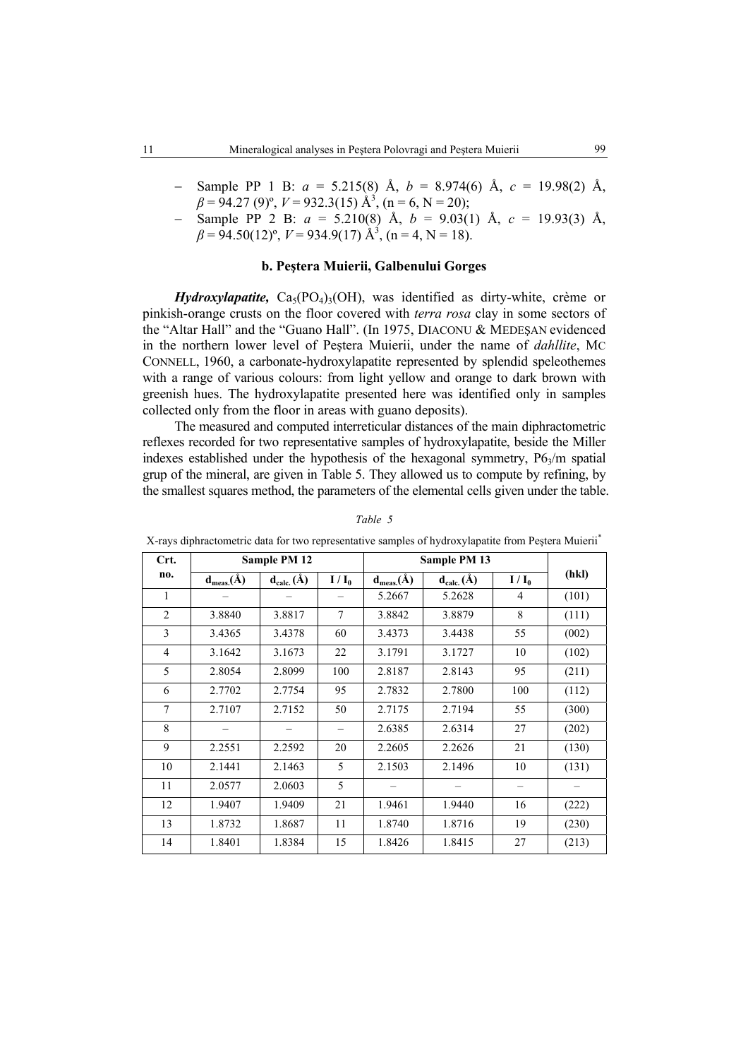- Sample PP 1 B: $a$ = 5.215(8) Å, $b$ = 8.974(6) Å, $c$ = 19.98(2) Å, $\beta$ = 94.27 (9)º, $V$ = 932.3(15) Å$^3$, (n = 6, N = 20);
- Sample PP 2 B: $a$ = 5.210(8) Å, $b$ = 9.03(1) Å, $c$ = 19.93(3) Å, $\beta$ = 94.50(12)º, $V$ = 934.9(17) Å$^3$, (n = 4, N = 18).

### b. Peştera Muierii, Galbenului Gorges

***Hydroxylapatite,*** $Ca_5(PO_4)_3(OH)$, was identified as dirty-white, crème or pinkish-orange crusts on the floor covered with *terra rosa* clay in some sectors of the "Altar Hall" and the "Guano Hall". (In 1975, DIACONU & MEDEŞAN evidenced in the northern lower level of Peştera Muierii, under the name of *dahllite*, MC CONNELL, 1960, a carbonate-hydroxylapatite represented by splendid speleothemes with a range of various colours: from light yellow and orange to dark brown with greenish hues. The hydroxylapatite presented here was identified only in samples collected only from the floor in areas with guano deposits).

The measured and computed interreticular distances of the main diphractometric reflexes recorded for two representative samples of hydroxylapatite, beside the Miller indexes established under the hypothesis of the hexagonal symmetry, $P6_3/m$ spatial grup of the mineral, are given in Table 5. They allowed us to compute by refining, by the smallest squares method, the parameters of the elemental cells given under the table.

*Table 5*

X-rays diphractometric data for two representative samples of hydroxylapatite from Peştera Muierii*

| Crt. no. | Sample PM 12 | | | Sample PM 13 | | | (hkl) |
|---|---|---|---|---|---|---|---|
| | $d_{meas.}$(Å) | $d_{calc.}$ (Å) | $I / I_0$ | $d_{meas.}$(Å) | $d_{calc.}$ (Å) | $I / I_0$ | |
| 1 | – | – | – | 5.2667 | 5.2628 | 4 | (101) |
| 2 | 3.8840 | 3.8817 | 7 | 3.8842 | 3.8879 | 8 | (111) |
| 3 | 3.4365 | 3.4378 | 60 | 3.4373 | 3.4438 | 55 | (002) |
| 4 | 3.1642 | 3.1673 | 22 | 3.1791 | 3.1727 | 10 | (102) |
| 5 | 2.8054 | 2.8099 | 100 | 2.8187 | 2.8143 | 95 | (211) |
| 6 | 2.7702 | 2.7754 | 95 | 2.7832 | 2.7800 | 100 | (112) |
| 7 | 2.7107 | 2.7152 | 50 | 2.7175 | 2.7194 | 55 | (300) |
| 8 | – | – | – | 2.6385 | 2.6314 | 27 | (202) |
| 9 | 2.2551 | 2.2592 | 20 | 2.2605 | 2.2626 | 21 | (130) |
| 10 | 2.1441 | 2.1463 | 5 | 2.1503 | 2.1496 | 10 | (131) |
| 11 | 2.0577 | 2.0603 | 5 | – | – | – | – |
| 12 | 1.9407 | 1.9409 | 21 | 1.9461 | 1.9440 | 16 | (222) |
| 13 | 1.8732 | 1.8687 | 11 | 1.8740 | 1.8716 | 19 | (230) |
| 14 | 1.8401 | 1.8384 | 15 | 1.8426 | 1.8415 | 27 | (213) |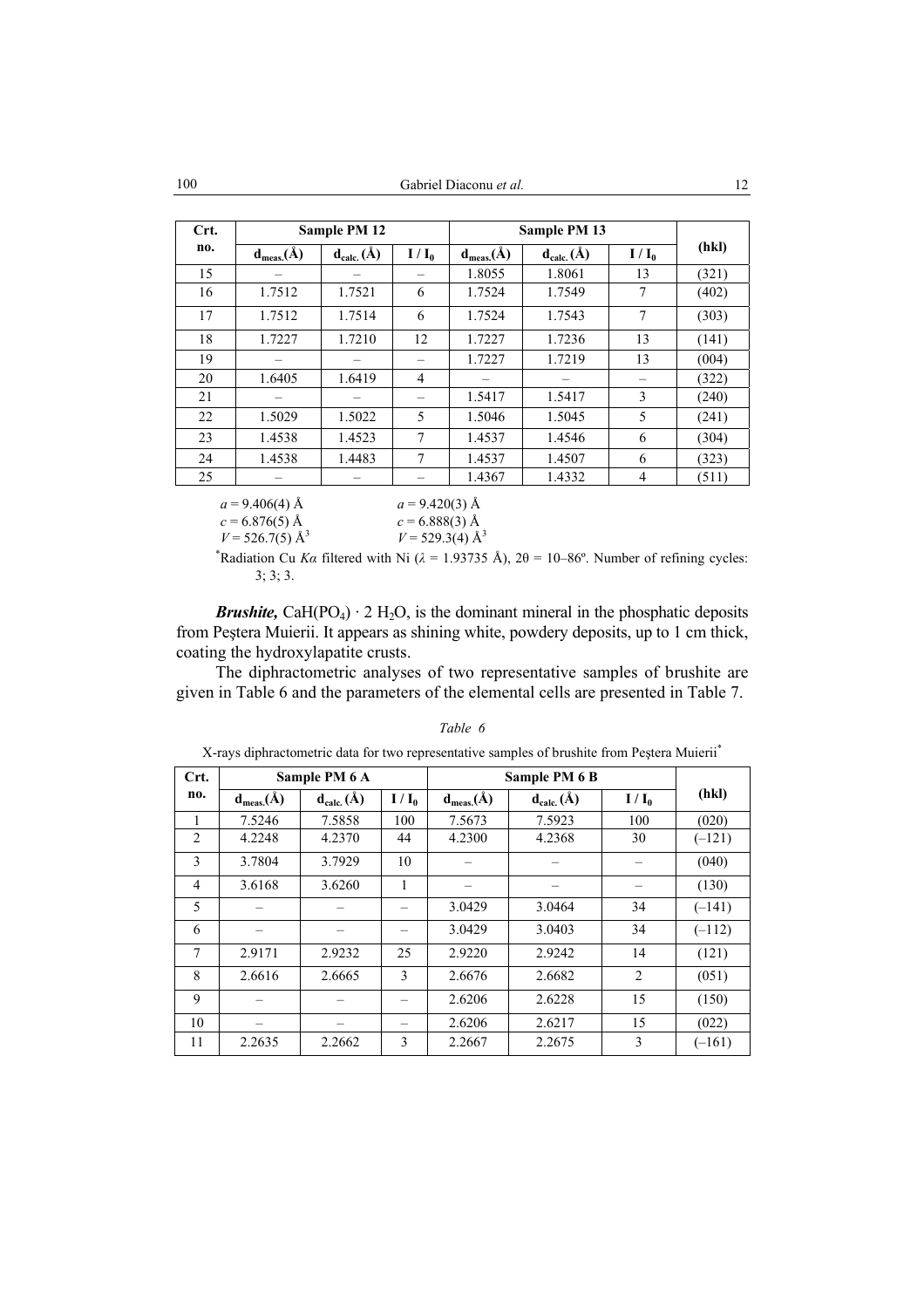| Crt. no. | Sample PM 12 | | | Sample PM 13 | | | (hkl) |
|---|---|---|---|---|---|---|---|
| | $d_{meas.}$(Å) | $d_{calc.}$ (Å) | $I / I_0$ | $d_{meas.}$(Å) | $d_{calc.}$ (Å) | $I / I_0$ | |
| 15 | – | – | – | 1.8055 | 1.8061 | 13 | (321) |
| 16 | 1.7512 | 1.7521 | 6 | 1.7524 | 1.7549 | 7 | (402) |
| 17 | 1.7512 | 1.7514 | 6 | 1.7524 | 1.7543 | 7 | (303) |
| 18 | 1.7227 | 1.7210 | 12 | 1.7227 | 1.7236 | 13 | (141) |
| 19 | – | – | – | 1.7227 | 1.7219 | 13 | (004) |
| 20 | 1.6405 | 1.6419 | 4 | – | – | – | (322) |
| 21 | – | – | – | 1.5417 | 1.5417 | 3 | (240) |
| 22 | 1.5029 | 1.5022 | 5 | 1.5046 | 1.5045 | 5 | (241) |
| 23 | 1.4538 | 1.4523 | 7 | 1.4537 | 1.4546 | 6 | (304) |
| 24 | 1.4538 | 1.4483 | 7 | 1.4537 | 1.4507 | 6 | (323) |
| 25 | – | – | – | 1.4367 | 1.4332 | 4 | (511) |

$a$ = 9.406(4) Å  $a$ = 9.420(3) Å
$c$ = 6.876(5) Å  $c$ = 6.888(3) Å
$V$ = 526.7(5) Å$^3$  $V$ = 529.3(4) Å$^3$

*Radiation Cu $K\alpha$ filtered with Ni ($\lambda$ = 1.93735 Å), 2θ = 10–86º. Number of refining cycles: 3; 3; 3.

***Brushite,*** $CaH(PO_4) \cdot 2\ H_2O$, is the dominant mineral in the phosphatic deposits from Peştera Muierii. It appears as shining white, powdery deposits, up to 1 cm thick, coating the hydroxylapatite crusts.

The diphractometric analyses of two representative samples of brushite are given in Table 6 and the parameters of the elemental cells are presented in Table 7.

*Table 6*

X-rays diphractometric data for two representative samples of brushite from Peştera Muierii*

| Crt. no. | Sample PM 6 A | | | Sample PM 6 B | | | (hkl) |
|---|---|---|---|---|---|---|---|
| | $d_{meas.}$(Å) | $d_{calc.}$ (Å) | $I / I_0$ | $d_{meas.}$(Å) | $d_{calc.}$ (Å) | $I / I_0$ | |
| 1 | 7.5246 | 7.5858 | 100 | 7.5673 | 7.5923 | 100 | (020) |
| 2 | 4.2248 | 4.2370 | 44 | 4.2300 | 4.2368 | 30 | (–121) |
| 3 | 3.7804 | 3.7929 | 10 | – | – | – | (040) |
| 4 | 3.6168 | 3.6260 | 1 | – | – | – | (130) |
| 5 | – | – | – | 3.0429 | 3.0464 | 34 | (–141) |
| 6 | – | – | – | 3.0429 | 3.0403 | 34 | (–112) |
| 7 | 2.9171 | 2.9232 | 25 | 2.9220 | 2.9242 | 14 | (121) |
| 8 | 2.6616 | 2.6665 | 3 | 2.6676 | 2.6682 | 2 | (051) |
| 9 | – | – | – | 2.6206 | 2.6228 | 15 | (150) |
| 10 | – | – | – | 2.6206 | 2.6217 | 15 | (022) |
| 11 | 2.2635 | 2.2662 | 3 | 2.2667 | 2.2675 | 3 | (–161) |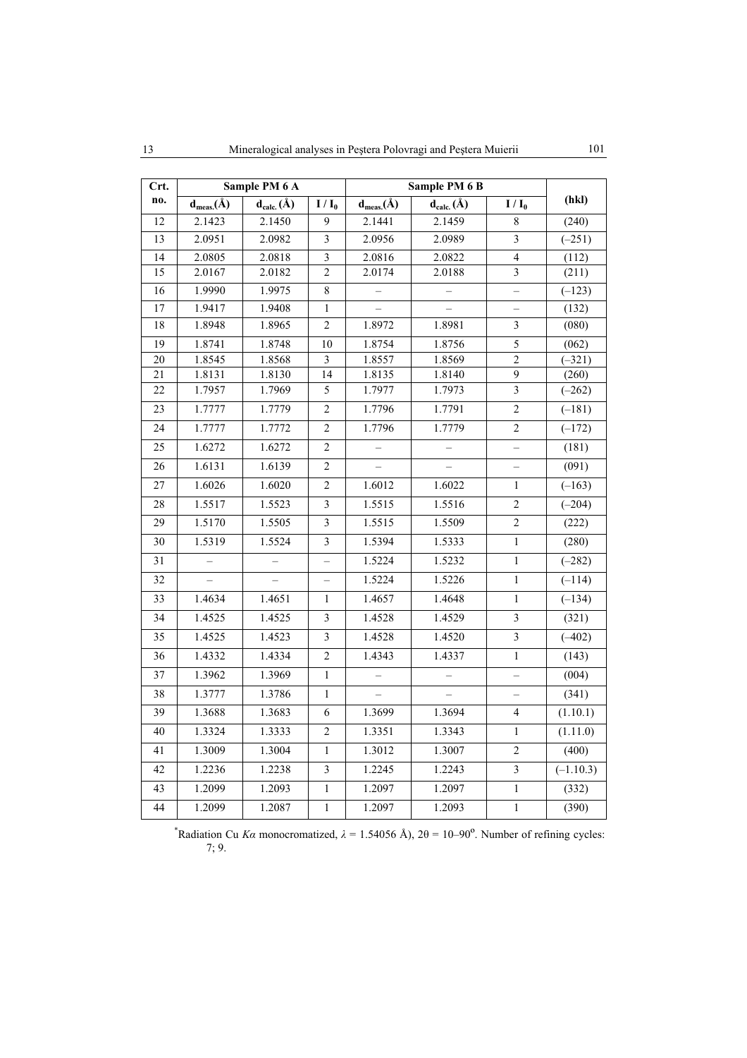| Crt. no. | Sample PM 6 A | | | Sample PM 6 B | | | (hkl) |
|---|---|---|---|---|---|---|---|
| | $d_{meas.}$(Å) | $d_{calc.}$ (Å) | $I / I_0$ | $d_{meas.}$(Å) | $d_{calc.}$ (Å) | $I / I_0$ | |
| 12 | 2.1423 | 2.1450 | 9 | 2.1441 | 2.1459 | 8 | (240) |
| 13 | 2.0951 | 2.0982 | 3 | 2.0956 | 2.0989 | 3 | (–251) |
| 14 | 2.0805 | 2.0818 | 3 | 2.0816 | 2.0822 | 4 | (112) |
| 15 | 2.0167 | 2.0182 | 2 | 2.0174 | 2.0188 | 3 | (211) |
| 16 | 1.9990 | 1.9975 | 8 | – | – | – | (–123) |
| 17 | 1.9417 | 1.9408 | 1 | – | – | – | (132) |
| 18 | 1.8948 | 1.8965 | 2 | 1.8972 | 1.8981 | 3 | (080) |
| 19 | 1.8741 | 1.8748 | 10 | 1.8754 | 1.8756 | 5 | (062) |
| 20 | 1.8545 | 1.8568 | 3 | 1.8557 | 1.8569 | 2 | (–321) |
| 21 | 1.8131 | 1.8130 | 14 | 1.8135 | 1.8140 | 9 | (260) |
| 22 | 1.7957 | 1.7969 | 5 | 1.7977 | 1.7973 | 3 | (–262) |
| 23 | 1.7777 | 1.7779 | 2 | 1.7796 | 1.7791 | 2 | (–181) |
| 24 | 1.7777 | 1.7772 | 2 | 1.7796 | 1.7779 | 2 | (–172) |
| 25 | 1.6272 | 1.6272 | 2 | – | – | – | (181) |
| 26 | 1.6131 | 1.6139 | 2 | – | – | – | (091) |
| 27 | 1.6026 | 1.6020 | 2 | 1.6012 | 1.6022 | 1 | (–163) |
| 28 | 1.5517 | 1.5523 | 3 | 1.5515 | 1.5516 | 2 | (–204) |
| 29 | 1.5170 | 1.5505 | 3 | 1.5515 | 1.5509 | 2 | (222) |
| 30 | 1.5319 | 1.5524 | 3 | 1.5394 | 1.5333 | 1 | (280) |
| 31 | – | – | – | 1.5224 | 1.5232 | 1 | (–282) |
| 32 | – | – | – | 1.5224 | 1.5226 | 1 | (–114) |
| 33 | 1.4634 | 1.4651 | 1 | 1.4657 | 1.4648 | 1 | (–134) |
| 34 | 1.4525 | 1.4525 | 3 | 1.4528 | 1.4529 | 3 | (321) |
| 35 | 1.4525 | 1.4523 | 3 | 1.4528 | 1.4520 | 3 | (–402) |
| 36 | 1.4332 | 1.4334 | 2 | 1.4343 | 1.4337 | 1 | (143) |
| 37 | 1.3962 | 1.3969 | 1 | – | – | – | (004) |
| 38 | 1.3777 | 1.3786 | 1 | – | – | – | (341) |
| 39 | 1.3688 | 1.3683 | 6 | 1.3699 | 1.3694 | 4 | (1.10.1) |
| 40 | 1.3324 | 1.3333 | 2 | 1.3351 | 1.3343 | 1 | (1.11.0) |
| 41 | 1.3009 | 1.3004 | 1 | 1.3012 | 1.3007 | 2 | (400) |
| 42 | 1.2236 | 1.2238 | 3 | 1.2245 | 1.2243 | 3 | (–1.10.3) |
| 43 | 1.2099 | 1.2093 | 1 | 1.2097 | 1.2097 | 1 | (332) |
| 44 | 1.2099 | 1.2087 | 1 | 1.2097 | 1.2093 | 1 | (390) |

*Radiation Cu $K\alpha$ monocromatized, $\lambda$ = 1.54056 Å), $2\theta$ = 10–90°. Number of refining cycles: 7; 9.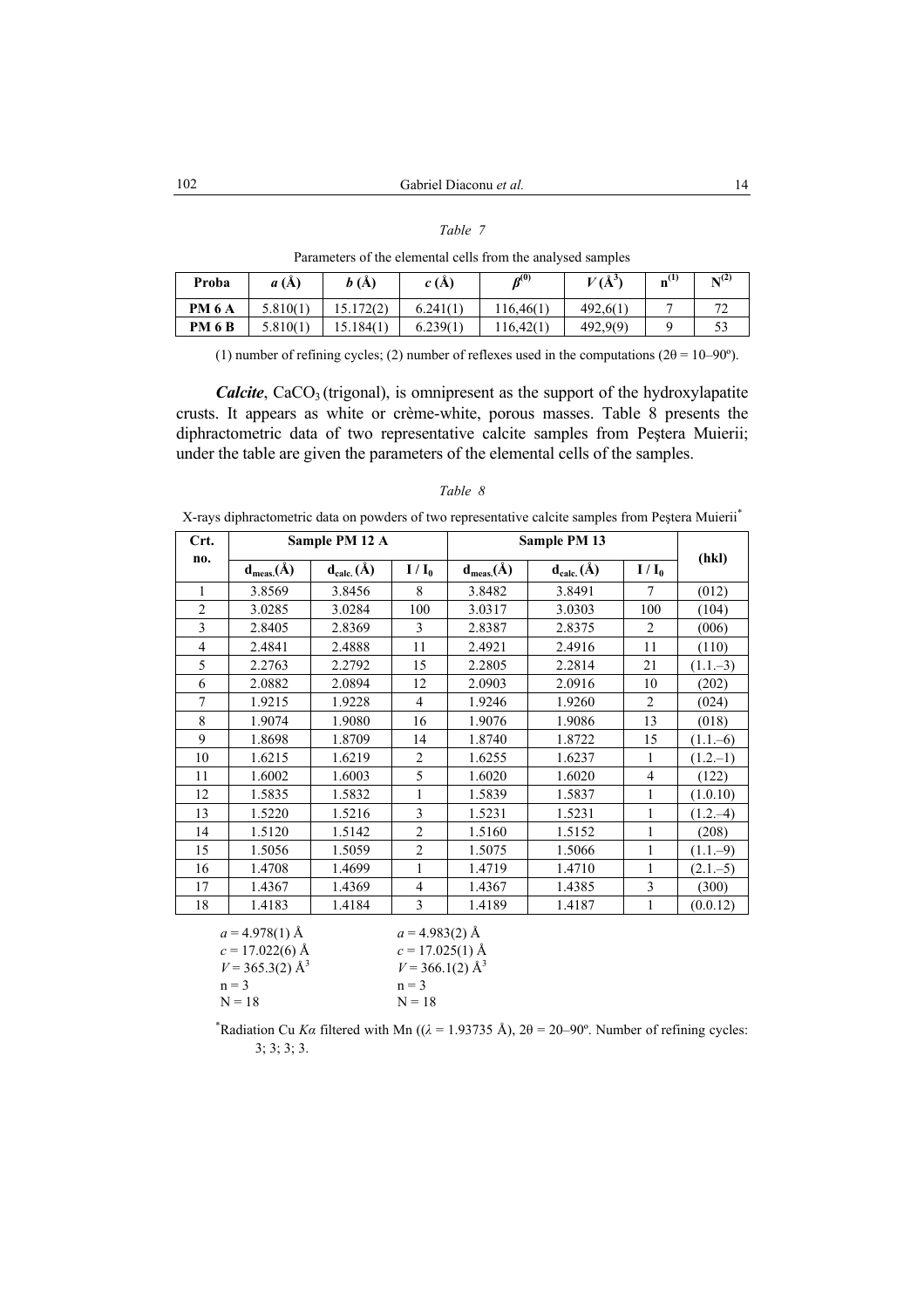*Table 7*

Parameters of the elemental cells from the analysed samples

| Proba | $a$ (Å) | $b$ (Å) | $c$ (Å) | $\beta^{(0)}$ | $V$ (Å$^3$) | $n^{(1)}$ | $N^{(2)}$ |
|---|---|---|---|---|---|---|---|
| **PM 6 A** | 5.810(1) | 15.172(2) | 6.241(1) | 116,46(1) | 492,6(1) | 7 | 72 |
| **PM 6 B** | 5.810(1) | 15.184(1) | 6.239(1) | 116,42(1) | 492,9(9) | 9 | 53 |

(1) number of refining cycles; (2) number of reflexes used in the computations (2θ = 10–90º).

***Calcite***, $CaCO_3$ (trigonal), is omnipresent as the support of the hydroxylapatite crusts. It appears as white or crème-white, porous masses. Table 8 presents the diphractometric data of two representative calcite samples from Peştera Muierii; under the table are given the parameters of the elemental cells of the samples.

*Table 8*

X-rays diphractometric data on powders of two representative calcite samples from Peştera Muierii*

| Crt. no. | Sample PM 12 A | | | Sample PM 13 | | | (hkl) |
|---|---|---|---|---|---|---|---|
| | $d_{meas.}$(Å) | $d_{calc.}$ (Å) | $I / I_0$ | $d_{meas.}$(Å) | $d_{calc.}$ (Å) | $I / I_0$ | |
| 1 | 3.8569 | 3.8456 | 8 | 3.8482 | 3.8491 | 7 | (012) |
| 2 | 3.0285 | 3.0284 | 100 | 3.0317 | 3.0303 | 100 | (104) |
| 3 | 2.8405 | 2.8369 | 3 | 2.8387 | 2.8375 | 2 | (006) |
| 4 | 2.4841 | 2.4888 | 11 | 2.4921 | 2.4916 | 11 | (110) |
| 5 | 2.2763 | 2.2792 | 15 | 2.2805 | 2.2814 | 21 | (1.1.–3) |
| 6 | 2.0882 | 2.0894 | 12 | 2.0903 | 2.0916 | 10 | (202) |
| 7 | 1.9215 | 1.9228 | 4 | 1.9246 | 1.9260 | 2 | (024) |
| 8 | 1.9074 | 1.9080 | 16 | 1.9076 | 1.9086 | 13 | (018) |
| 9 | 1.8698 | 1.8709 | 14 | 1.8740 | 1.8722 | 15 | (1.1.–6) |
| 10 | 1.6215 | 1.6219 | 2 | 1.6255 | 1.6237 | 1 | (1.2.–1) |
| 11 | 1.6002 | 1.6003 | 5 | 1.6020 | 1.6020 | 4 | (122) |
| 12 | 1.5835 | 1.5832 | 1 | 1.5839 | 1.5837 | 1 | (1.0.10) |
| 13 | 1.5220 | 1.5216 | 3 | 1.5231 | 1.5231 | 1 | (1.2.–4) |
| 14 | 1.5120 | 1.5142 | 2 | 1.5160 | 1.5152 | 1 | (208) |
| 15 | 1.5056 | 1.5059 | 2 | 1.5075 | 1.5066 | 1 | (1.1.–9) |
| 16 | 1.4708 | 1.4699 | 1 | 1.4719 | 1.4710 | 1 | (2.1.–5) |
| 17 | 1.4367 | 1.4369 | 4 | 1.4367 | 1.4385 | 3 | (300) |
| 18 | 1.4183 | 1.4184 | 3 | 1.4189 | 1.4187 | 1 | (0.0.12) |

| Sample PM 12 A | Sample PM 13 |
|---|---|
| $a$ = 4.978(1) Å | $a$ = 4.983(2) Å |
| $c$ = 17.022(6) Å | $c$ = 17.025(1) Å |
| $V$ = 365.3(2) Å$^3$ | $V$ = 366.1(2) Å$^3$ |
| n = 3 | n = 3 |
| N = 18 | N = 18 |

*Radiation Cu $K\alpha$ filtered with Mn (($\lambda$ = 1.93735 Å), 2θ = 20–90º. Number of refining cycles: 3; 3; 3; 3.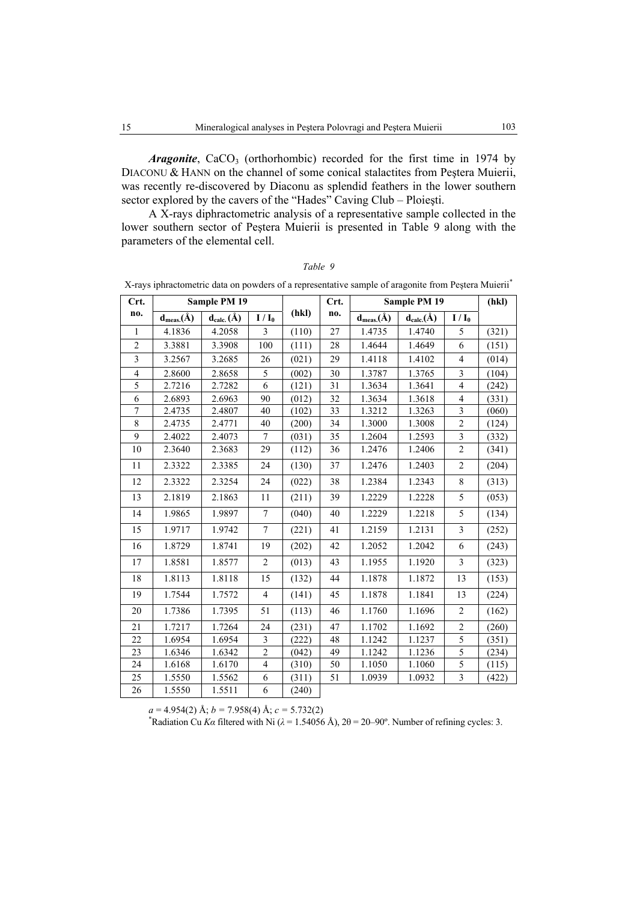***Aragonite***, $CaCO_3$ (orthorhombic) recorded for the first time in 1974 by DIACONU & HANN on the channel of some conical stalactites from Peştera Muierii, was recently re-discovered by Diaconu as splendid feathers in the lower southern sector explored by the cavers of the "Hades" Caving Club – Ploieşti.

A X-rays diphractometric analysis of a representative sample collected in the lower southern sector of Peştera Muierii is presented in Table 9 along with the parameters of the elemental cell.

*Table 9*

X-rays iphractometric data on powders of a representative sample of aragonite from Peştera Muierii*

| Crt. no. | Sample PM 19 | | | (hkl) | Crt. no. | Sample PM 19 | | | (hkl) |
|---|---|---|---|---|---|---|---|---|---|
| | $d_{meas.}$(Å) | $d_{calc.}$ (Å) | $I / I_0$ | | | $d_{meas.}$(Å) | $d_{calc.}$(Å) | $I / I_0$ | |
| 1 | 4.1836 | 4.2058 | 3 | (110) | 27 | 1.4735 | 1.4740 | 5 | (321) |
| 2 | 3.3881 | 3.3908 | 100 | (111) | 28 | 1.4644 | 1.4649 | 6 | (151) |
| 3 | 3.2567 | 3.2685 | 26 | (021) | 29 | 1.4118 | 1.4102 | 4 | (014) |
| 4 | 2.8600 | 2.8658 | 5 | (002) | 30 | 1.3787 | 1.3765 | 3 | (104) |
| 5 | 2.7216 | 2.7282 | 6 | (121) | 31 | 1.3634 | 1.3641 | 4 | (242) |
| 6 | 2.6893 | 2.6963 | 90 | (012) | 32 | 1.3634 | 1.3618 | 4 | (331) |
| 7 | 2.4735 | 2.4807 | 40 | (102) | 33 | 1.3212 | 1.3263 | 3 | (060) |
| 8 | 2.4735 | 2.4771 | 40 | (200) | 34 | 1.3000 | 1.3008 | 2 | (124) |
| 9 | 2.4022 | 2.4073 | 7 | (031) | 35 | 1.2604 | 1.2593 | 3 | (332) |
| 10 | 2.3640 | 2.3683 | 29 | (112) | 36 | 1.2476 | 1.2406 | 2 | (341) |
| 11 | 2.3322 | 2.3385 | 24 | (130) | 37 | 1.2476 | 1.2403 | 2 | (204) |
| 12 | 2.3322 | 2.3254 | 24 | (022) | 38 | 1.2384 | 1.2343 | 8 | (313) |
| 13 | 2.1819 | 2.1863 | 11 | (211) | 39 | 1.2229 | 1.2228 | 5 | (053) |
| 14 | 1.9865 | 1.9897 | 7 | (040) | 40 | 1.2229 | 1.2218 | 5 | (134) |
| 15 | 1.9717 | 1.9742 | 7 | (221) | 41 | 1.2159 | 1.2131 | 3 | (252) |
| 16 | 1.8729 | 1.8741 | 19 | (202) | 42 | 1.2052 | 1.2042 | 6 | (243) |
| 17 | 1.8581 | 1.8577 | 2 | (013) | 43 | 1.1955 | 1.1920 | 3 | (323) |
| 18 | 1.8113 | 1.8118 | 15 | (132) | 44 | 1.1878 | 1.1872 | 13 | (153) |
| 19 | 1.7544 | 1.7572 | 4 | (141) | 45 | 1.1878 | 1.1841 | 13 | (224) |
| 20 | 1.7386 | 1.7395 | 51 | (113) | 46 | 1.1760 | 1.1696 | 2 | (162) |
| 21 | 1.7217 | 1.7264 | 24 | (231) | 47 | 1.1702 | 1.1692 | 2 | (260) |
| 22 | 1.6954 | 1.6954 | 3 | (222) | 48 | 1.1242 | 1.1237 | 5 | (351) |
| 23 | 1.6346 | 1.6342 | 2 | (042) | 49 | 1.1242 | 1.1236 | 5 | (234) |
| 24 | 1.6168 | 1.6170 | 4 | (310) | 50 | 1.1050 | 1.1060 | 5 | (115) |
| 25 | 1.5550 | 1.5562 | 6 | (311) | 51 | 1.0939 | 1.0932 | 3 | (422) |
| 26 | 1.5550 | 1.5511 | 6 | (240) | | | | | |

$a$ = 4.954(2) Å; $b$ = 7.958(4) Å; $c$ = 5.732(2)

*Radiation Cu $K\alpha$ filtered with Ni ($\lambda$ = 1.54056 Å), $2\theta$ = 20–90º. Number of refining cycles: 3.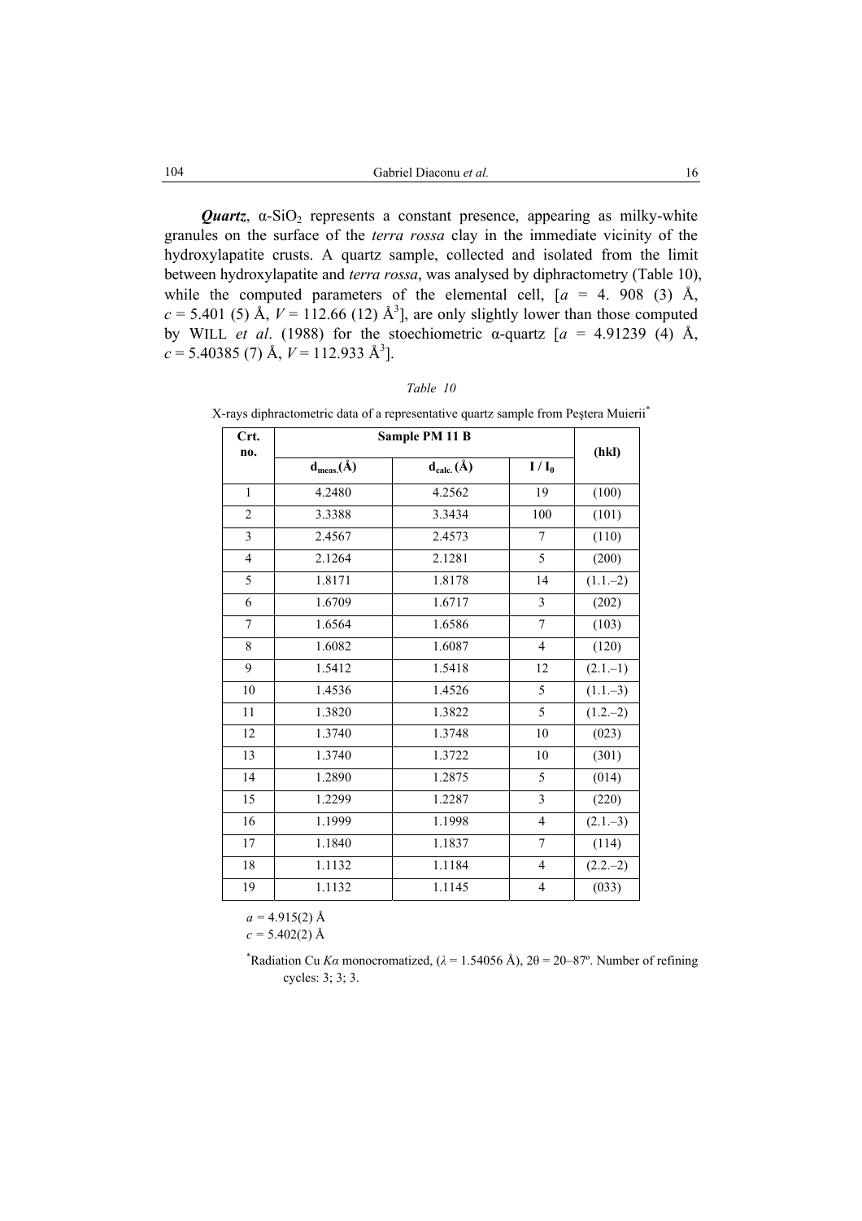***Quartz***, $\alpha$-$SiO_2$ represents a constant presence, appearing as milky-white granules on the surface of the *terra rossa* clay in the immediate vicinity of the hydroxylapatite crusts. A quartz sample, collected and isolated from the limit between hydroxylapatite and *terra rossa*, was analysed by diphractometry (Table 10), while the computed parameters of the elemental cell, [$a$ = 4. 908 (3) Å, $c$ = 5.401 (5) Å, $V$ = 112.66 (12) Å$^3$], are only slightly lower than those computed by WILL *et al*. (1988) for the stoechiometric $\alpha$-quartz [$a$ = 4.91239 (4) Å, $c$ = 5.40385 (7) Å, $V$ = 112.933 Å$^3$].

*Table 10*

X-rays diphractometric data of a representative quartz sample from Peştera Muierii*

| Crt. no. | Sample PM 11 B | | | (hkl) |
|---|---|---|---|---|
| | $d_{meas.}$(Å) | $d_{calc.}$ (Å) | $I / I_0$ | |
| 1 | 4.2480 | 4.2562 | 19 | (100) |
| 2 | 3.3388 | 3.3434 | 100 | (101) |
| 3 | 2.4567 | 2.4573 | 7 | (110) |
| 4 | 2.1264 | 2.1281 | 5 | (200) |
| 5 | 1.8171 | 1.8178 | 14 | (1.1.–2) |
| 6 | 1.6709 | 1.6717 | 3 | (202) |
| 7 | 1.6564 | 1.6586 | 7 | (103) |
| 8 | 1.6082 | 1.6087 | 4 | (120) |
| 9 | 1.5412 | 1.5418 | 12 | (2.1.–1) |
| 10 | 1.4536 | 1.4526 | 5 | (1.1.–3) |
| 11 | 1.3820 | 1.3822 | 5 | (1.2.–2) |
| 12 | 1.3740 | 1.3748 | 10 | (023) |
| 13 | 1.3740 | 1.3722 | 10 | (301) |
| 14 | 1.2890 | 1.2875 | 5 | (014) |
| 15 | 1.2299 | 1.2287 | 3 | (220) |
| 16 | 1.1999 | 1.1998 | 4 | (2.1.–3) |
| 17 | 1.1840 | 1.1837 | 7 | (114) |
| 18 | 1.1132 | 1.1184 | 4 | (2.2.–2) |
| 19 | 1.1132 | 1.1145 | 4 | (033) |

$a$ = 4.915(2) Å
$c$ = 5.402(2) Å

*Radiation Cu $K\alpha$ monocromatized, ($\lambda$ = 1.54056 Å), 2$\theta$ = 20–87º. Number of refining cycles: 3; 3; 3.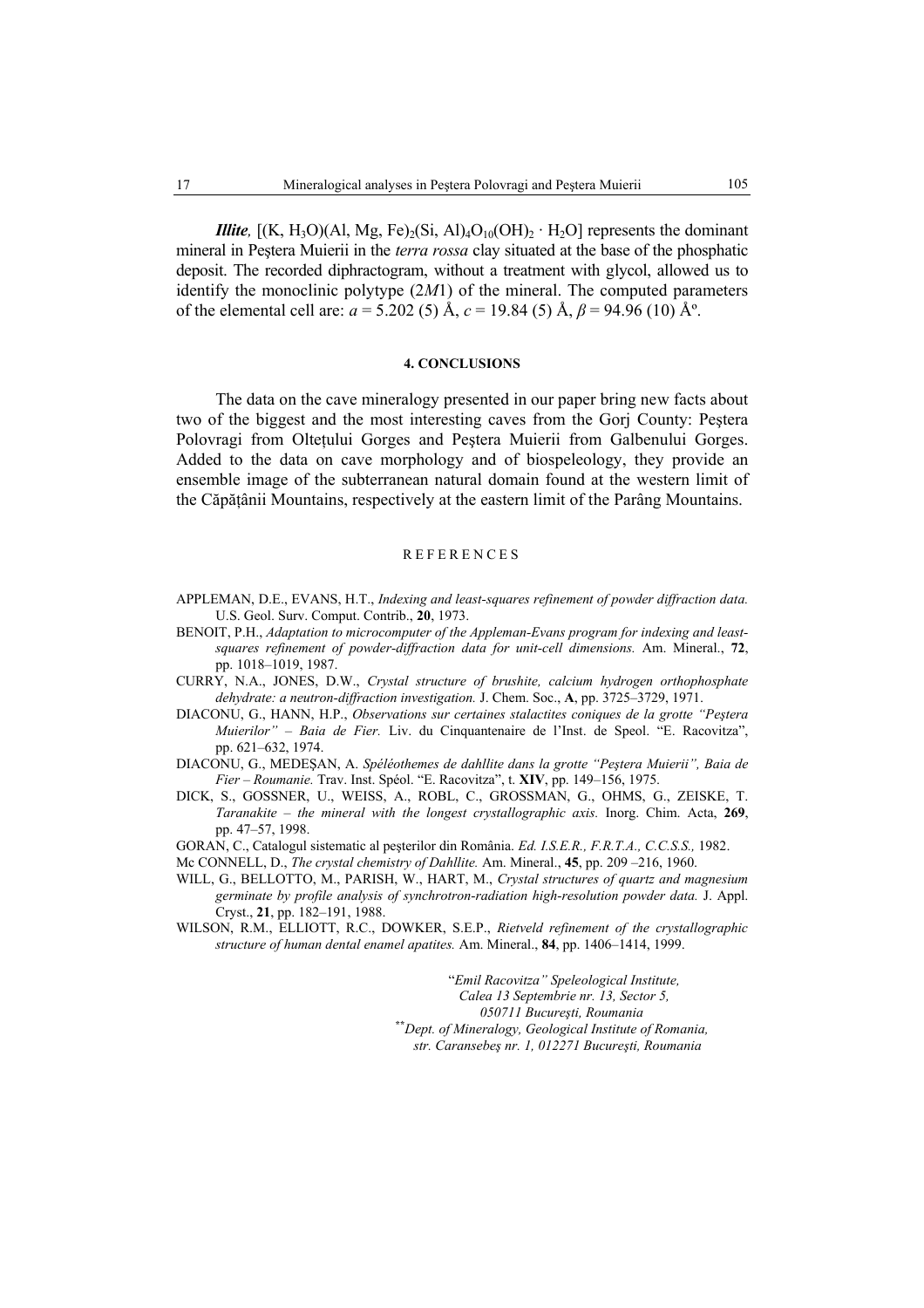***Illite,*** [(K, $H_3O$)(Al, Mg, Fe)$_2$(Si, Al)$_4O_{10}(OH)_2 \cdot H_2O$] represents the dominant mineral in Peştera Muierii in the *terra rossa* clay situated at the base of the phosphatic deposit. The recorded diphractogram, without a treatment with glycol, allowed us to identify the monoclinic polytype (2*M*1) of the mineral. The computed parameters of the elemental cell are: $a$ = 5.202 (5) Å, $c$ = 19.84 (5) Å, $\beta$ = 94.96 (10) Åº.

#### 4. CONCLUSIONS

The data on the cave mineralogy presented in our paper bring new facts about two of the biggest and the most interesting caves from the Gorj County: Peştera Polovragi from Olteţului Gorges and Peştera Muierii from Galbenului Gorges. Added to the data on cave morphology and of biospeleology, they provide an ensemble image of the subterranean natural domain found at the western limit of the Căpăţânii Mountains, respectively at the eastern limit of the Parâng Mountains.

#### REFERENCES

APPLEMAN, D.E., EVANS, H.T., *Indexing and least-squares refinement of powder diffraction data.* U.S. Geol. Surv. Comput. Contrib., **20**, 1973.

BENOIT, P.H., *Adaptation to microcomputer of the Appleman-Evans program for indexing and least-squares refinement of powder-diffraction data for unit-cell dimensions.* Am. Mineral., **72**, pp. 1018–1019, 1987.

CURRY, N.A., JONES, D.W., *Crystal structure of brushite, calcium hydrogen orthophosphate dehydrate: a neutron-diffraction investigation.* J. Chem. Soc., **A**, pp. 3725–3729, 1971.

DIACONU, G., HANN, H.P., *Observations sur certaines stalactites coniques de la grotte "Peştera Muierilor" – Baia de Fier.* Liv. du Cinquantenaire de l'Inst. de Speol. "E. Racovitza", pp. 621–632, 1974.

DIACONU, G., MEDEŞAN, A. *Spéléothemes de dahllite dans la grotte "Peştera Muierii", Baia de Fier – Roumanie.* Trav. Inst. Spéol. "E. Racovitza", t. **XIV**, pp. 149–156, 1975.

DICK, S., GOSSNER, U., WEISS, A., ROBL, C., GROSSMAN, G., OHMS, G., ZEISKE, T. *Taranakite – the mineral with the longest crystallographic axis.* Inorg. Chim. Acta, **269**, pp. 47–57, 1998.

GORAN, C., Catalogul sistematic al peşterilor din România. *Ed. I.S.E.R., F.R.T.A., C.C.S.S.,* 1982.

Mc CONNELL, D., *The crystal chemistry of Dahllite.* Am. Mineral., **45**, pp. 209 –216, 1960.

WILL, G., BELLOTTO, M., PARISH, W., HART, M., *Crystal structures of quartz and magnesium germinate by profile analysis of synchrotron-radiation high-resolution powder data.* J. Appl. Cryst., **21**, pp. 182–191, 1988.

WILSON, R.M., ELLIOTT, R.C., DOWKER, S.E.P., *Rietveld refinement of the crystallographic structure of human dental enamel apatites.* Am. Mineral., **84**, pp. 1406–1414, 1999.

*"Emil Racovitza" Speleological Institute,*
*Calea 13 Septembrie nr. 13, Sector 5,*
*050711 Bucureşti, Roumania*
[**] *Dept. of Mineralogy, Geological Institute of Romania,*
*str. Caransebeş nr. 1, 012271 Bucureşti, Roumania*